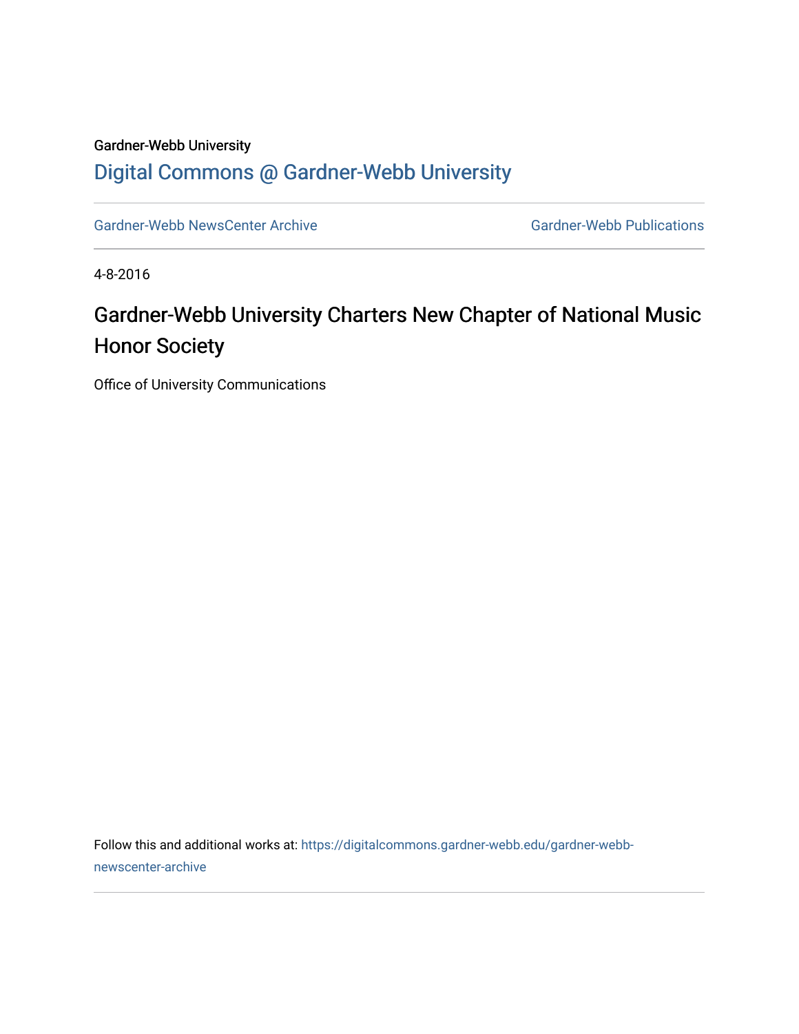Gardner-Webb University

Digital Commons @ Gardner-Webb University

Gardner-Webb NewsCenter Archive | Gardner-Webb Publications

4-8-2016

# Gardner-Webb University Charters New Chapter of National Music Honor Society

Office of University Communications

Follow this and additional works at: https://digitalcommons.gardner-webb.edu/gardner-webb-newscenter-archive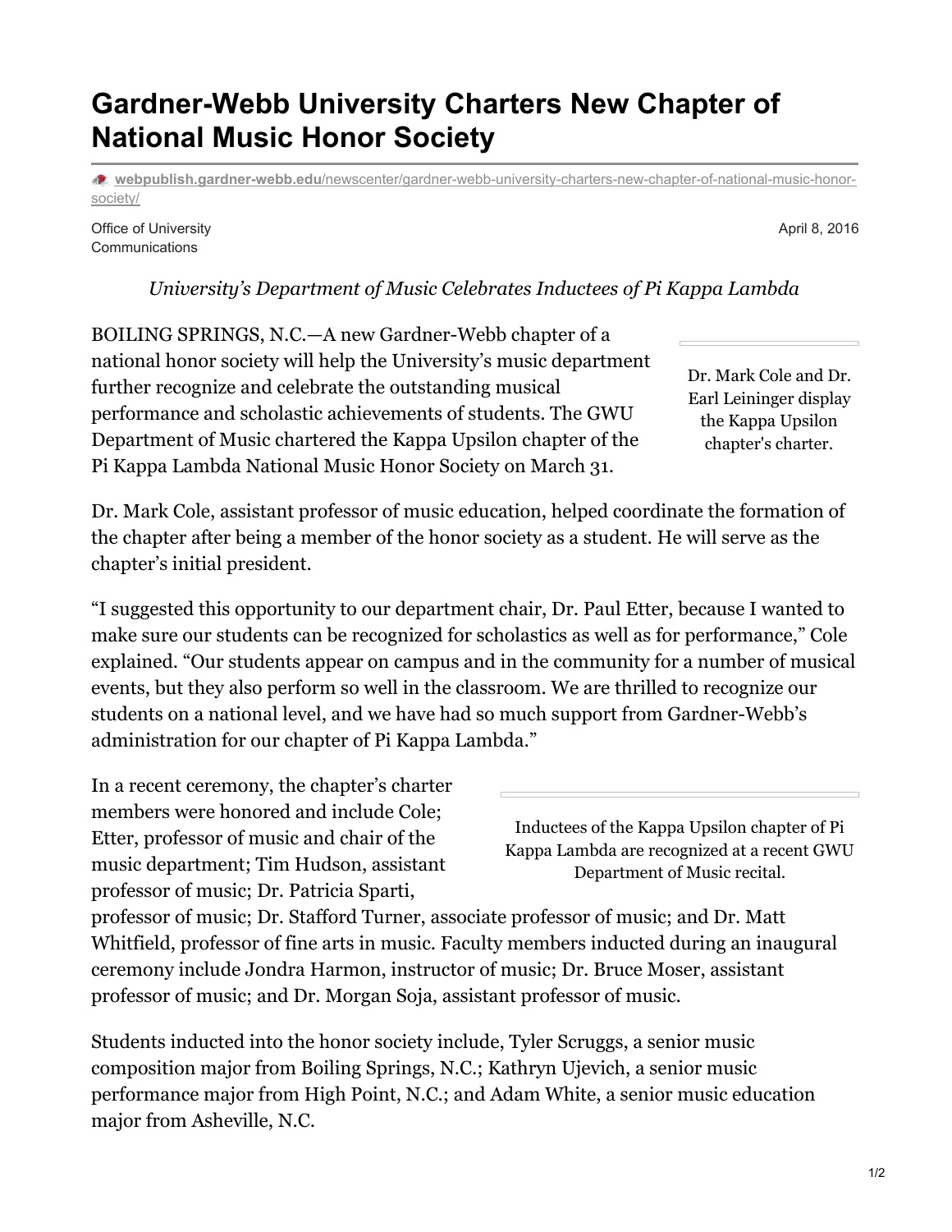# Gardner-Webb University Charters New Chapter of National Music Honor Society

webpublish.gardner-webb.edu/newscenter/gardner-webb-university-charters-new-chapter-of-national-music-honor-society/

Office of University Communications

April 8, 2016

*University's Department of Music Celebrates Inductees of Pi Kappa Lambda*

BOILING SPRINGS, N.C.—A new Gardner-Webb chapter of a national honor society will help the University's music department further recognize and celebrate the outstanding musical performance and scholastic achievements of students. The GWU Department of Music chartered the Kappa Upsilon chapter of the Pi Kappa Lambda National Music Honor Society on March 31.

Dr. Mark Cole and Dr. Earl Leininger display the Kappa Upsilon chapter's charter.

Dr. Mark Cole, assistant professor of music education, helped coordinate the formation of the chapter after being a member of the honor society as a student. He will serve as the chapter's initial president.

"I suggested this opportunity to our department chair, Dr. Paul Etter, because I wanted to make sure our students can be recognized for scholastics as well as for performance," Cole explained. "Our students appear on campus and in the community for a number of musical events, but they also perform so well in the classroom. We are thrilled to recognize our students on a national level, and we have had so much support from Gardner-Webb's administration for our chapter of Pi Kappa Lambda."

Inductees of the Kappa Upsilon chapter of Pi Kappa Lambda are recognized at a recent GWU Department of Music recital.

In a recent ceremony, the chapter's charter members were honored and include Cole; Etter, professor of music and chair of the music department; Tim Hudson, assistant professor of music; Dr. Patricia Sparti, professor of music; Dr. Stafford Turner, associate professor of music; and Dr. Matt Whitfield, professor of fine arts in music. Faculty members inducted during an inaugural ceremony include Jondra Harmon, instructor of music; Dr. Bruce Moser, assistant professor of music; and Dr. Morgan Soja, assistant professor of music.

Students inducted into the honor society include, Tyler Scruggs, a senior music composition major from Boiling Springs, N.C.; Kathryn Ujevich, a senior music performance major from High Point, N.C.; and Adam White, a senior music education major from Asheville, N.C.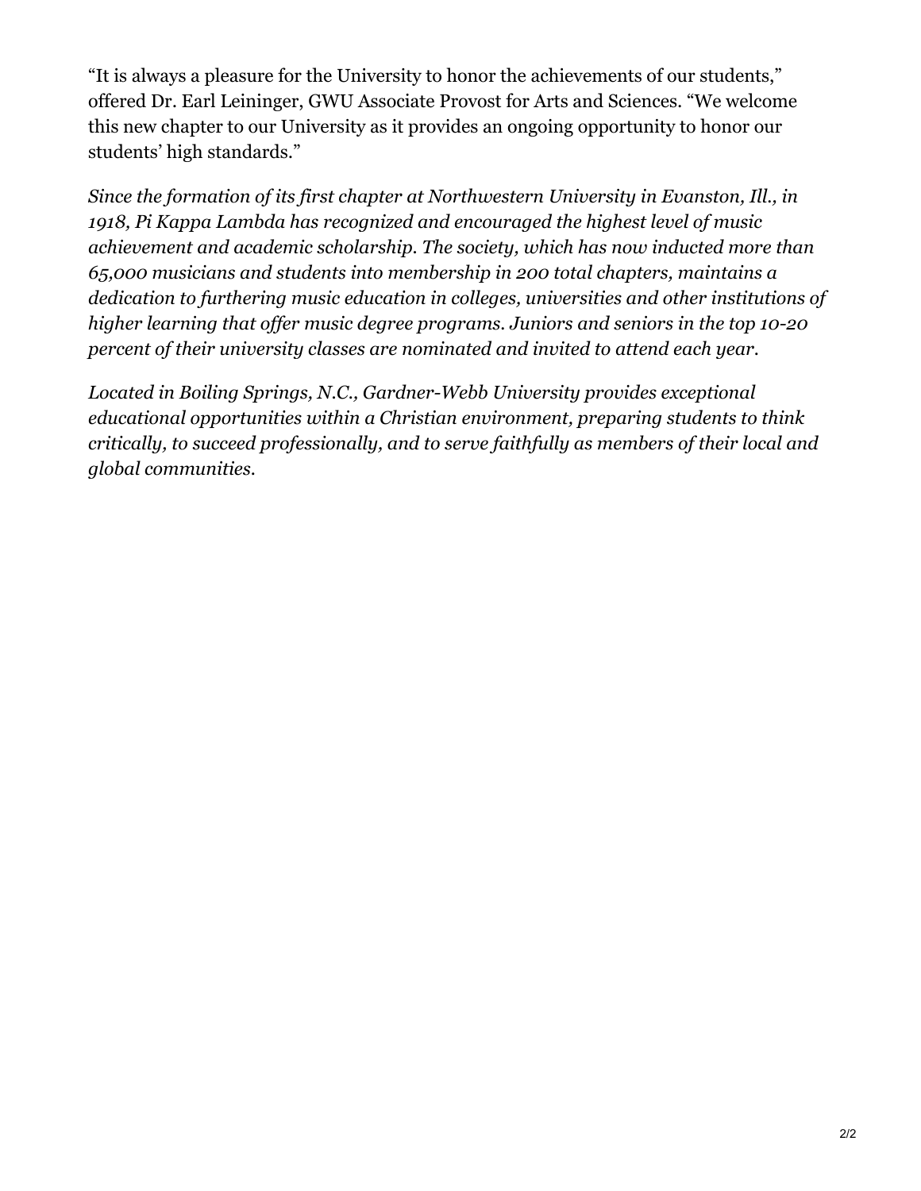"It is always a pleasure for the University to honor the achievements of our students," offered Dr. Earl Leininger, GWU Associate Provost for Arts and Sciences. "We welcome this new chapter to our University as it provides an ongoing opportunity to honor our students' high standards."

*Since the formation of its first chapter at Northwestern University in Evanston, Ill., in 1918, Pi Kappa Lambda has recognized and encouraged the highest level of music achievement and academic scholarship. The society, which has now inducted more than 65,000 musicians and students into membership in 200 total chapters, maintains a dedication to furthering music education in colleges, universities and other institutions of higher learning that offer music degree programs. Juniors and seniors in the top 10-20 percent of their university classes are nominated and invited to attend each year.*

*Located in Boiling Springs, N.C., Gardner-Webb University provides exceptional educational opportunities within a Christian environment, preparing students to think critically, to succeed professionally, and to serve faithfully as members of their local and global communities.*